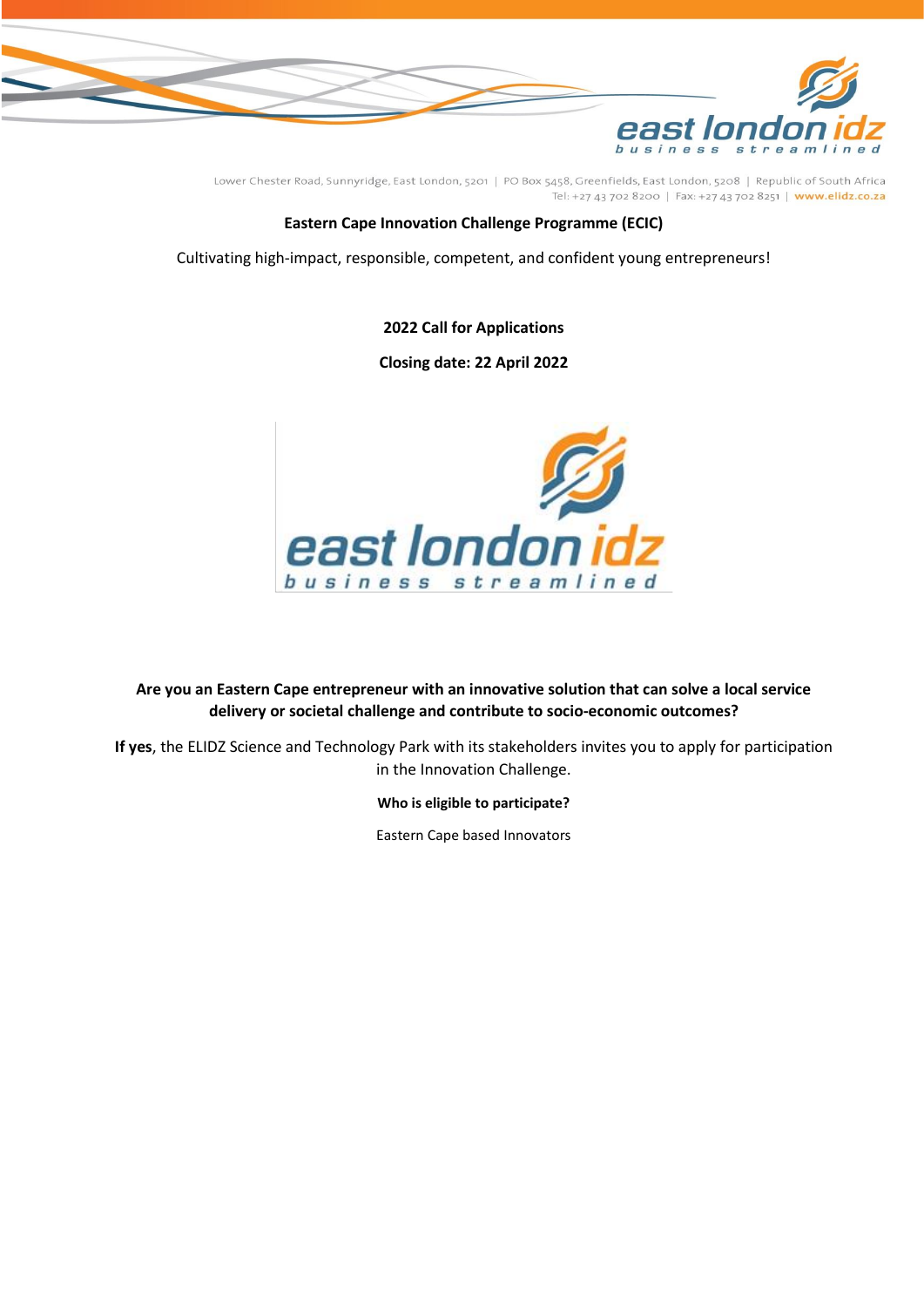Lower Chester Road, Sunnyridge, East London, 5201 | PO Box 5458, Greenfields, East London, 5208 | Republic of South Africa
Tel: +27 43 702 8200 | Fax: +27 43 702 8251 | www.elidz.co.za

# Eastern Cape Innovation Challenge Programme (ECIC)

Cultivating high-impact, responsible, competent, and confident young entrepreneurs!

**2022 Call for Applications**

**Closing date: 22 April 2022**

**Are you an Eastern Cape entrepreneur with an innovative solution that can solve a local service delivery or societal challenge and contribute to socio-economic outcomes?**

**If yes**, the ELIDZ Science and Technology Park with its stakeholders invites you to apply for participation in the Innovation Challenge.

**Who is eligible to participate?**

Eastern Cape based Innovators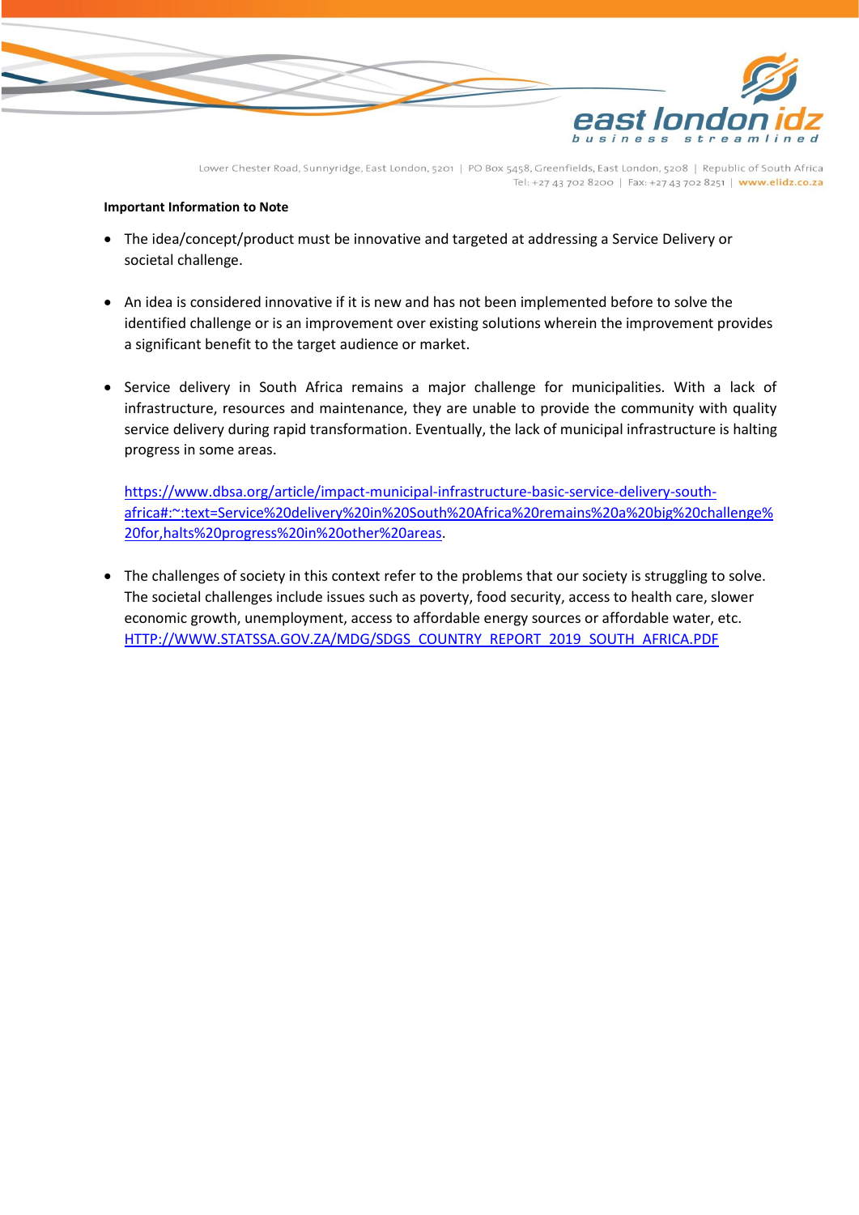**Important Information to Note**

- The idea/concept/product must be innovative and targeted at addressing a Service Delivery or societal challenge.

- An idea is considered innovative if it is new and has not been implemented before to solve the identified challenge or is an improvement over existing solutions wherein the improvement provides a significant benefit to the target audience or market.

- Service delivery in South Africa remains a major challenge for municipalities. With a lack of infrastructure, resources and maintenance, they are unable to provide the community with quality service delivery during rapid transformation. Eventually, the lack of municipal infrastructure is halting progress in some areas.

  https://www.dbsa.org/article/impact-municipal-infrastructure-basic-service-delivery-south-africa#:~:text=Service%20delivery%20in%20South%20Africa%20remains%20a%20big%20challenge%20for,halts%20progress%20in%20other%20areas.

- The challenges of society in this context refer to the problems that our society is struggling to solve. The societal challenges include issues such as poverty, food security, access to health care, slower economic growth, unemployment, access to affordable energy sources or affordable water, etc. HTTP://WWW.STATSSA.GOV.ZA/MDG/SDGS_COUNTRY_REPORT_2019_SOUTH_AFRICA.PDF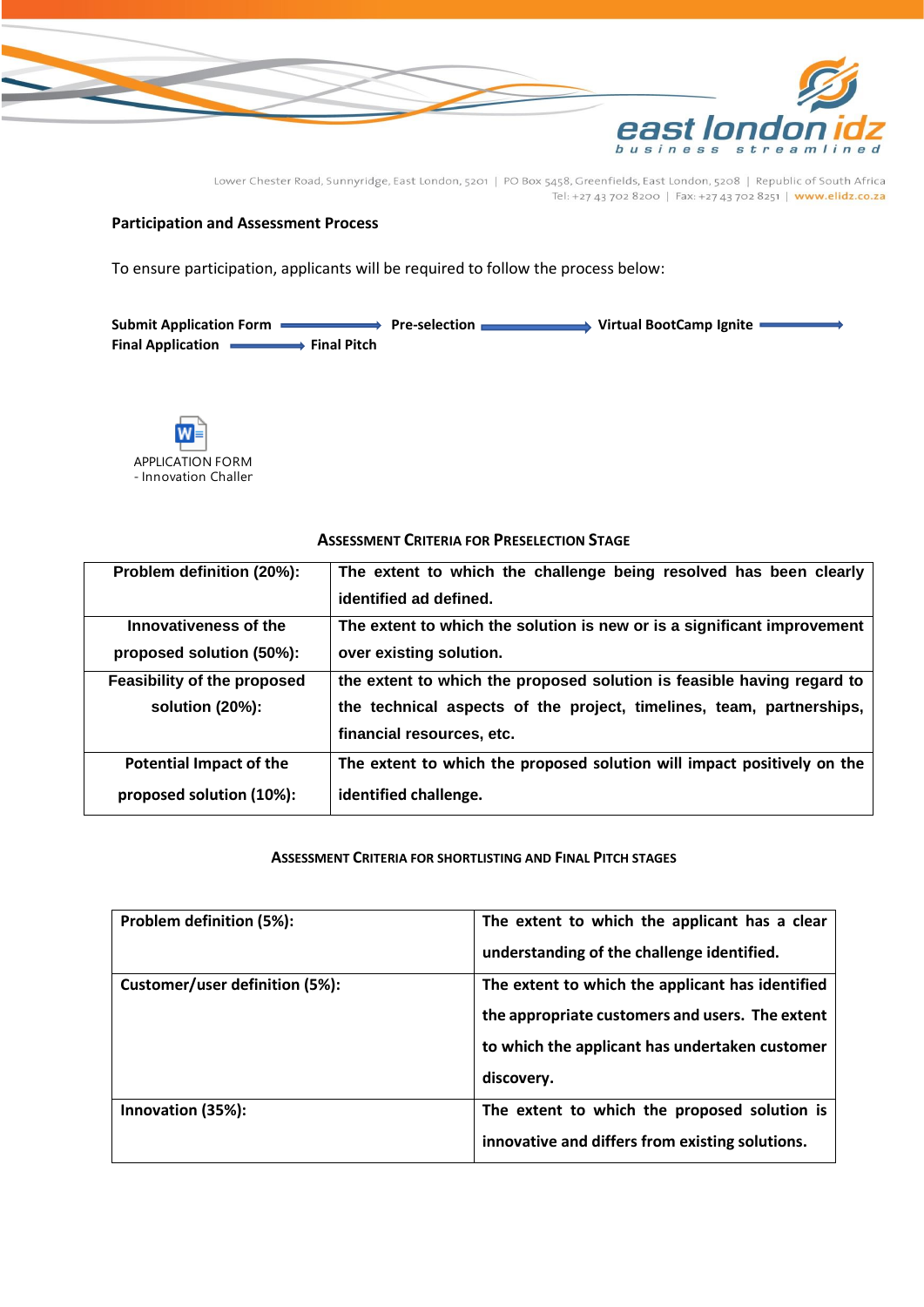**Participation and Assessment Process**

To ensure participation, applicants will be required to follow the process below:

**Submit Application Form** → **Pre-selection** → **Virtual BootCamp Ignite** → **Final Application** → **Final Pitch**

APPLICATION FORM - Innovation Challer

**ASSESSMENT CRITERIA FOR PRESELECTION STAGE**

| | |
|---|---|
| **Problem definition (20%):** | **The extent to which the challenge being resolved has been clearly identified ad defined.** |
| **Innovativeness of the proposed solution (50%):** | **The extent to which the solution is new or is a significant improvement over existing solution.** |
| **Feasibility of the proposed solution (20%):** | **the extent to which the proposed solution is feasible having regard to the technical aspects of the project, timelines, team, partnerships, financial resources, etc.** |
| **Potential Impact of the proposed solution (10%):** | **The extent to which the proposed solution will impact positively on the identified challenge.** |

**ASSESSMENT CRITERIA FOR SHORTLISTING AND FINAL PITCH STAGES**

| | |
|---|---|
| **Problem definition (5%):** | **The extent to which the applicant has a clear understanding of the challenge identified.** |
| **Customer/user definition (5%):** | **The extent to which the applicant has identified the appropriate customers and users. The extent to which the applicant has undertaken customer discovery.** |
| **Innovation (35%):** | **The extent to which the proposed solution is innovative and differs from existing solutions.** |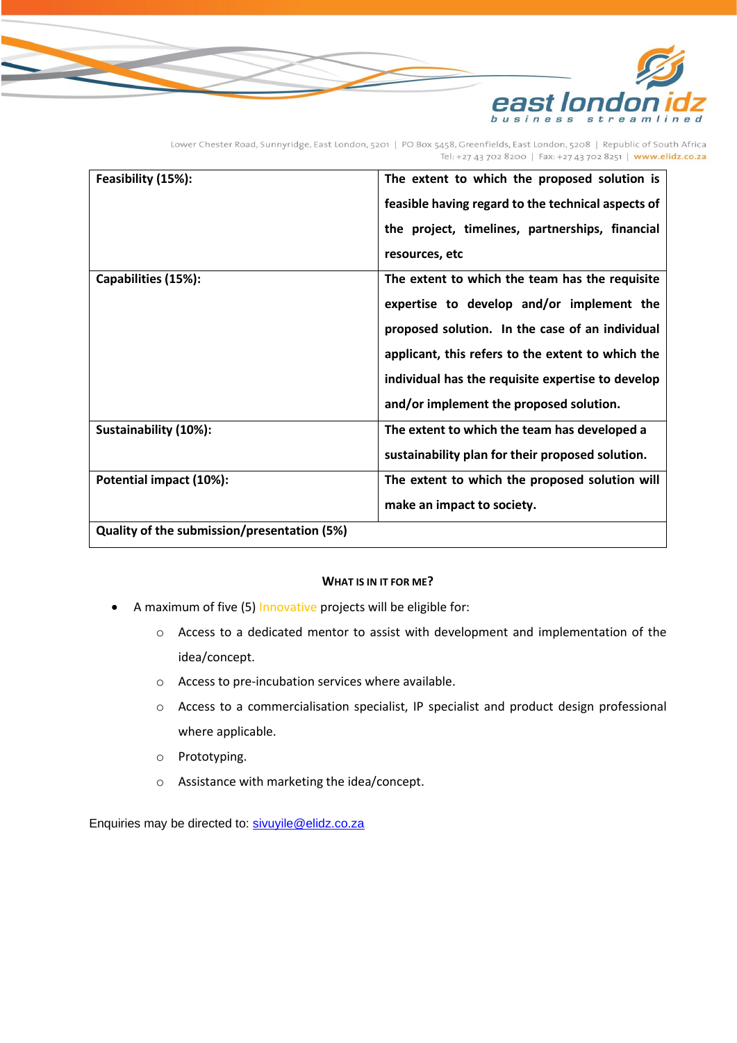| | |
|---|---|
| **Feasibility (15%):** | **The extent to which the proposed solution is feasible having regard to the technical aspects of the project, timelines, partnerships, financial resources, etc** |
| **Capabilities (15%):** | **The extent to which the team has the requisite expertise to develop and/or implement the proposed solution. In the case of an individual applicant, this refers to the extent to which the individual has the requisite expertise to develop and/or implement the proposed solution.** |
| **Sustainability (10%):** | **The extent to which the team has developed a sustainability plan for their proposed solution.** |
| **Potential impact (10%):** | **The extent to which the proposed solution will make an impact to society.** |
| **Quality of the submission/presentation (5%)** | |

**WHAT IS IN IT FOR ME?**

- A maximum of five (5) Innovative projects will be eligible for:
  - Access to a dedicated mentor to assist with development and implementation of the idea/concept.
  - Access to pre-incubation services where available.
  - Access to a commercialisation specialist, IP specialist and product design professional where applicable.
  - Prototyping.
  - Assistance with marketing the idea/concept.

Enquiries may be directed to: sivuyile@elidz.co.za